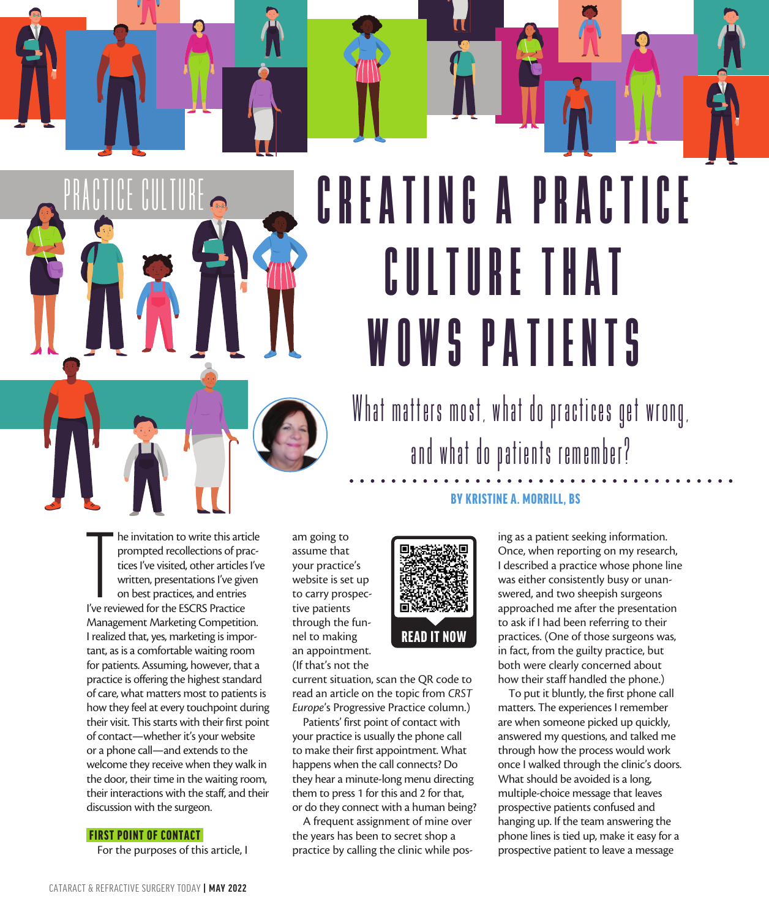PRACTICE CULTURE

# CREATING A PRACTICE CULTURE THAT WOWS PATIENTS

## What matters most, what do practices get wrong, and what do patients remember?

**BY KRISTINE A. MORRILL, BS**

The invitation to write this article prompted recollections of practices I've visited, other articles I've written, presentations I've given on best practices, and entries I've reviewed for the ESCRS Practice Management Marketing Competition. I realized that, yes, marketing is important, as is a comfortable waiting room for patients. Assuming, however, that a practice is offering the highest standard of care, what matters most to patients is how they feel at every touchpoint during their visit. This starts with their first point of contact—whether it's your website or a phone call—and extends to the welcome they receive when they walk in the door, their time in the waiting room, their interactions with the staff, and their discussion with the surgeon.

### FIRST POINT OF CONTACT

For the purposes of this article, I am going to assume that your practice's website is set up to carry prospective patients through the funnel to making an appointment. (If that's not the current situation, scan the QR code to read an article on the topic from *CRST Europe*'s Progressive Practice column.)

READ IT NOW

Patients' first point of contact with your practice is usually the phone call to make their first appointment. What happens when the call connects? Do they hear a minute-long menu directing them to press 1 for this and 2 for that, or do they connect with a human being?

A frequent assignment of mine over the years has been to secret shop a practice by calling the clinic while posing as a patient seeking information. Once, when reporting on my research, I described a practice whose phone line was either consistently busy or unanswered, and two sheepish surgeons approached me after the presentation to ask if I had been referring to their practices. (One of those surgeons was, in fact, from the guilty practice, but both were clearly concerned about how their staff handled the phone.)

To put it bluntly, the first phone call matters. The experiences I remember are when someone picked up quickly, answered my questions, and talked me through how the process would work once I walked through the clinic's doors. What should be avoided is a long, multiple-choice message that leaves prospective patients confused and hanging up. If the team answering the phone lines is tied up, make it easy for a prospective patient to leave a message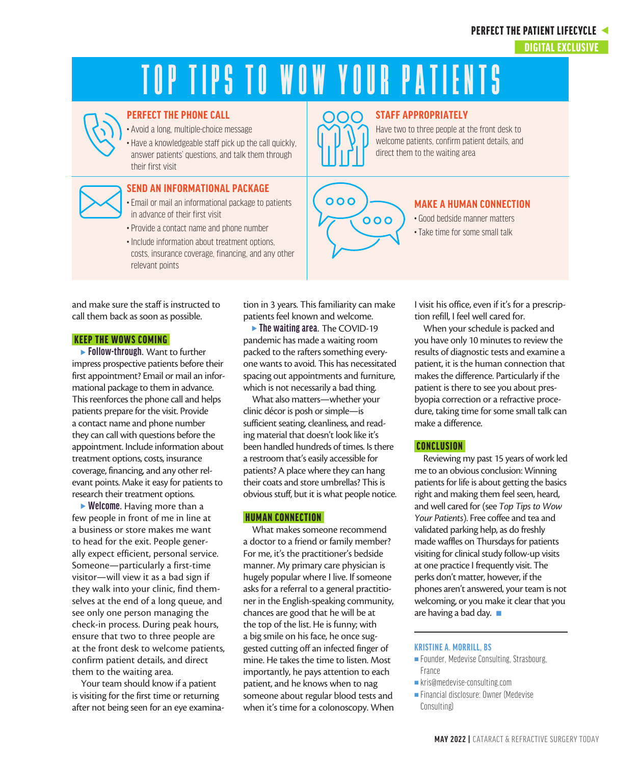# TOP TIPS TO WOW YOUR PATIENTS

### PERFECT THE PHONE CALL

- Avoid a long, multiple-choice message
- Have a knowledgeable staff pick up the call quickly, answer patients' questions, and talk them through their first visit

### STAFF APPROPRIATELY

Have two to three people at the front desk to welcome patients, confirm patient details, and direct them to the waiting area

### SEND AN INFORMATIONAL PACKAGE

- Email or mail an informational package to patients in advance of their first visit
- Provide a contact name and phone number
- Include information about treatment options, costs, insurance coverage, financing, and any other relevant points

### MAKE A HUMAN CONNECTION

- Good bedside manner matters
- Take time for some small talk

and make sure the staff is instructed to call them back as soon as possible.

## KEEP THE WOWS COMING

▸ **Follow-through.** Want to further impress prospective patients before their first appointment? Email or mail an informational package to them in advance. This reenforces the phone call and helps patients prepare for the visit. Provide a contact name and phone number they can call with questions before the appointment. Include information about treatment options, costs, insurance coverage, financing, and any other relevant points. Make it easy for patients to research their treatment options.

▸ **Welcome.** Having more than a few people in front of me in line at a business or store makes me want to head for the exit. People generally expect efficient, personal service. Someone—particularly a first-time visitor—will view it as a bad sign if they walk into your clinic, find themselves at the end of a long queue, and see only one person managing the check-in process. During peak hours, ensure that two to three people are at the front desk to welcome patients, confirm patient details, and direct them to the waiting area.

Your team should know if a patient is visiting for the first time or returning after not being seen for an eye examination in 3 years. This familiarity can make patients feel known and welcome.

▸ **The waiting area.** The COVID-19 pandemic has made a waiting room packed to the rafters something everyone wants to avoid. This has necessitated spacing out appointments and furniture, which is not necessarily a bad thing.

What also matters—whether your clinic décor is posh or simple—is sufficient seating, cleanliness, and reading material that doesn't look like it's been handled hundreds of times. Is there a restroom that's easily accessible for patients? A place where they can hang their coats and store umbrellas? This is obvious stuff, but it is what people notice.

## HUMAN CONNECTION

What makes someone recommend a doctor to a friend or family member? For me, it's the practitioner's bedside manner. My primary care physician is hugely popular where I live. If someone asks for a referral to a general practitioner in the English-speaking community, chances are good that he will be at the top of the list. He is funny; with a big smile on his face, he once suggested cutting off an infected finger of mine. He takes the time to listen. Most importantly, he pays attention to each patient, and he knows when to nag someone about regular blood tests and when it's time for a colonoscopy. When I visit his office, even if it's for a prescription refill, I feel well cared for.

When your schedule is packed and you have only 10 minutes to review the results of diagnostic tests and examine a patient, it is the human connection that makes the difference. Particularly if the patient is there to see you about presbyopia correction or a refractive procedure, taking time for some small talk can make a difference.

## CONCLUSION

Reviewing my past 15 years of work led me to an obvious conclusion: Winning patients for life is about getting the basics right and making them feel seen, heard, and well cared for (see *Top Tips to Wow Your Patients*). Free coffee and tea and validated parking help, as do freshly made waffles on Thursdays for patients visiting for clinical study follow-up visits at one practice I frequently visit. The perks don't matter, however, if the phones aren't answered, your team is not welcoming, or you make it clear that you are having a bad day. ■

**KRISTINE A. MORRILL, BS**

- Founder, Medevise Consulting, Strasbourg, France
- kris@medevise-consulting.com
- Financial disclosure: Owner (Medevise Consulting)